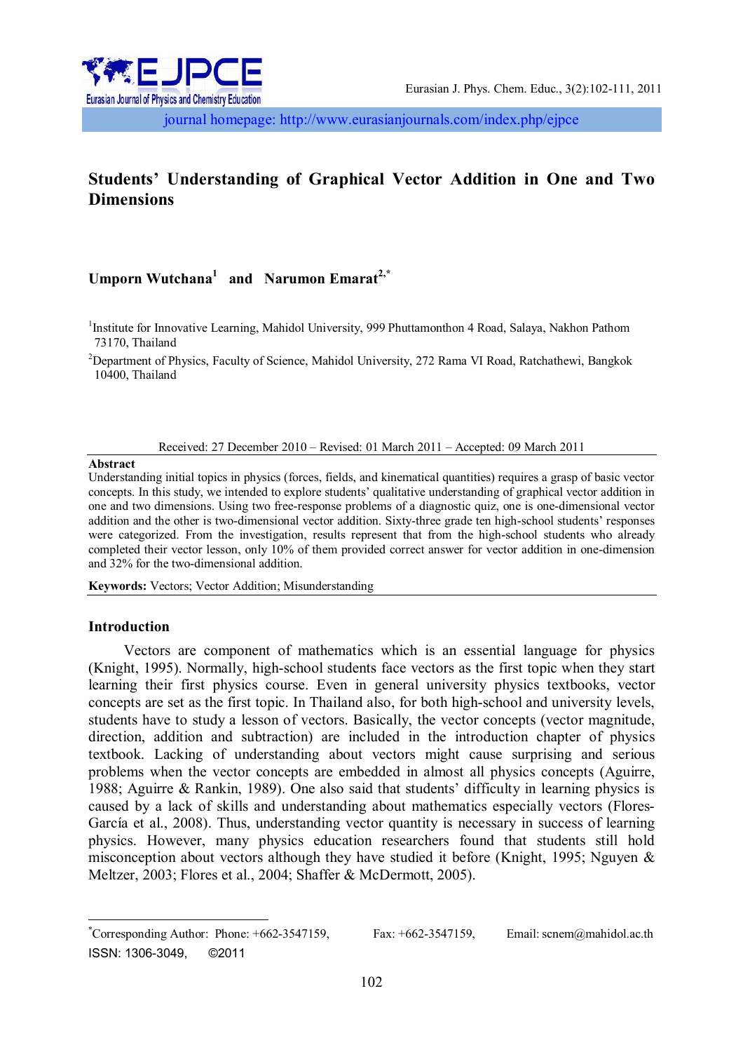# Students' Understanding of Graphical Vector Addition in One and Two Dimensions

**Umporn Wutchana**[1] **and Narumon Emarat**[2,*]

[1]Institute for Innovative Learning, Mahidol University, 999 Phuttamonthon 4 Road, Salaya, Nakhon Pathom 73170, Thailand

[2]Department of Physics, Faculty of Science, Mahidol University, 272 Rama VI Road, Ratchathewi, Bangkok 10400, Thailand

Received: 27 December 2010 – Revised: 01 March 2011 – Accepted: 09 March 2011

**Abstract**

Understanding initial topics in physics (forces, fields, and kinematical quantities) requires a grasp of basic vector concepts. In this study, we intended to explore students' qualitative understanding of graphical vector addition in one and two dimensions. Using two free-response problems of a diagnostic quiz, one is one-dimensional vector addition and the other is two-dimensional vector addition. Sixty-three grade ten high-school students' responses were categorized. From the investigation, results represent that from the high-school students who already completed their vector lesson, only 10% of them provided correct answer for vector addition in one-dimension and 32% for the two-dimensional addition.

**Keywords:** Vectors; Vector Addition; Misunderstanding

## Introduction

Vectors are component of mathematics which is an essential language for physics (Knight, 1995). Normally, high-school students face vectors as the first topic when they start learning their first physics course. Even in general university physics textbooks, vector concepts are set as the first topic. In Thailand also, for both high-school and university levels, students have to study a lesson of vectors. Basically, the vector concepts (vector magnitude, direction, addition and subtraction) are included in the introduction chapter of physics textbook. Lacking of understanding about vectors might cause surprising and serious problems when the vector concepts are embedded in almost all physics concepts (Aguirre, 1988; Aguirre & Rankin, 1989). One also said that students' difficulty in learning physics is caused by a lack of skills and understanding about mathematics especially vectors (Flores-García et al., 2008). Thus, understanding vector quantity is necessary in success of learning physics. However, many physics education researchers found that students still hold misconception about vectors although they have studied it before (Knight, 1995; Nguyen & Meltzer, 2003; Flores et al., 2004; Shaffer & McDermott, 2005).

*Corresponding Author: Phone: +662-3547159, Fax: +662-3547159, Email: scnem@mahidol.ac.th

ISSN: 1306-3049, ©2011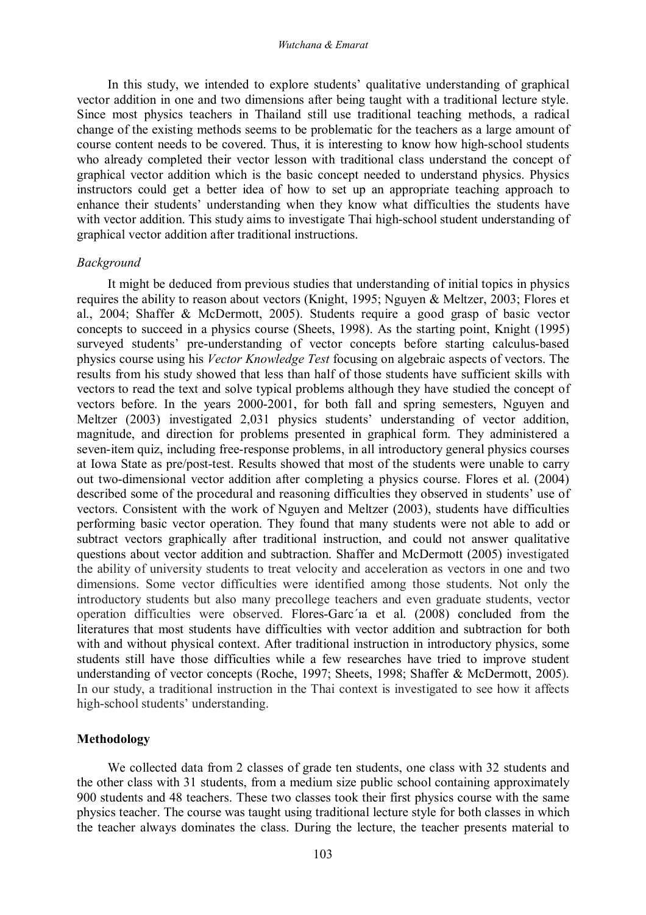In this study, we intended to explore students' qualitative understanding of graphical vector addition in one and two dimensions after being taught with a traditional lecture style. Since most physics teachers in Thailand still use traditional teaching methods, a radical change of the existing methods seems to be problematic for the teachers as a large amount of course content needs to be covered. Thus, it is interesting to know how high-school students who already completed their vector lesson with traditional class understand the concept of graphical vector addition which is the basic concept needed to understand physics. Physics instructors could get a better idea of how to set up an appropriate teaching approach to enhance their students' understanding when they know what difficulties the students have with vector addition. This study aims to investigate Thai high-school student understanding of graphical vector addition after traditional instructions.

### *Background*

It might be deduced from previous studies that understanding of initial topics in physics requires the ability to reason about vectors (Knight, 1995; Nguyen & Meltzer, 2003; Flores et al., 2004; Shaffer & McDermott, 2005). Students require a good grasp of basic vector concepts to succeed in a physics course (Sheets, 1998). As the starting point, Knight (1995) surveyed students' pre-understanding of vector concepts before starting calculus-based physics course using his *Vector Knowledge Test* focusing on algebraic aspects of vectors. The results from his study showed that less than half of those students have sufficient skills with vectors to read the text and solve typical problems although they have studied the concept of vectors before. In the years 2000-2001, for both fall and spring semesters, Nguyen and Meltzer (2003) investigated 2,031 physics students' understanding of vector addition, magnitude, and direction for problems presented in graphical form. They administered a seven-item quiz, including free-response problems, in all introductory general physics courses at Iowa State as pre/post-test. Results showed that most of the students were unable to carry out two-dimensional vector addition after completing a physics course. Flores et al. (2004) described some of the procedural and reasoning difficulties they observed in students' use of vectors. Consistent with the work of Nguyen and Meltzer (2003), students have difficulties performing basic vector operation. They found that many students were not able to add or subtract vectors graphically after traditional instruction, and could not answer qualitative questions about vector addition and subtraction. Shaffer and McDermott (2005) investigated the ability of university students to treat velocity and acceleration as vectors in one and two dimensions. Some vector difficulties were identified among those students. Not only the introductory students but also many precollege teachers and even graduate students, vector operation difficulties were observed. Flores-García et al. (2008) concluded from the literatures that most students have difficulties with vector addition and subtraction for both with and without physical context. After traditional instruction in introductory physics, some students still have those difficulties while a few researches have tried to improve student understanding of vector concepts (Roche, 1997; Sheets, 1998; Shaffer & McDermott, 2005). In our study, a traditional instruction in the Thai context is investigated to see how it affects high-school students' understanding.

## Methodology

We collected data from 2 classes of grade ten students, one class with 32 students and the other class with 31 students, from a medium size public school containing approximately 900 students and 48 teachers. These two classes took their first physics course with the same physics teacher. The course was taught using traditional lecture style for both classes in which the teacher always dominates the class. During the lecture, the teacher presents material to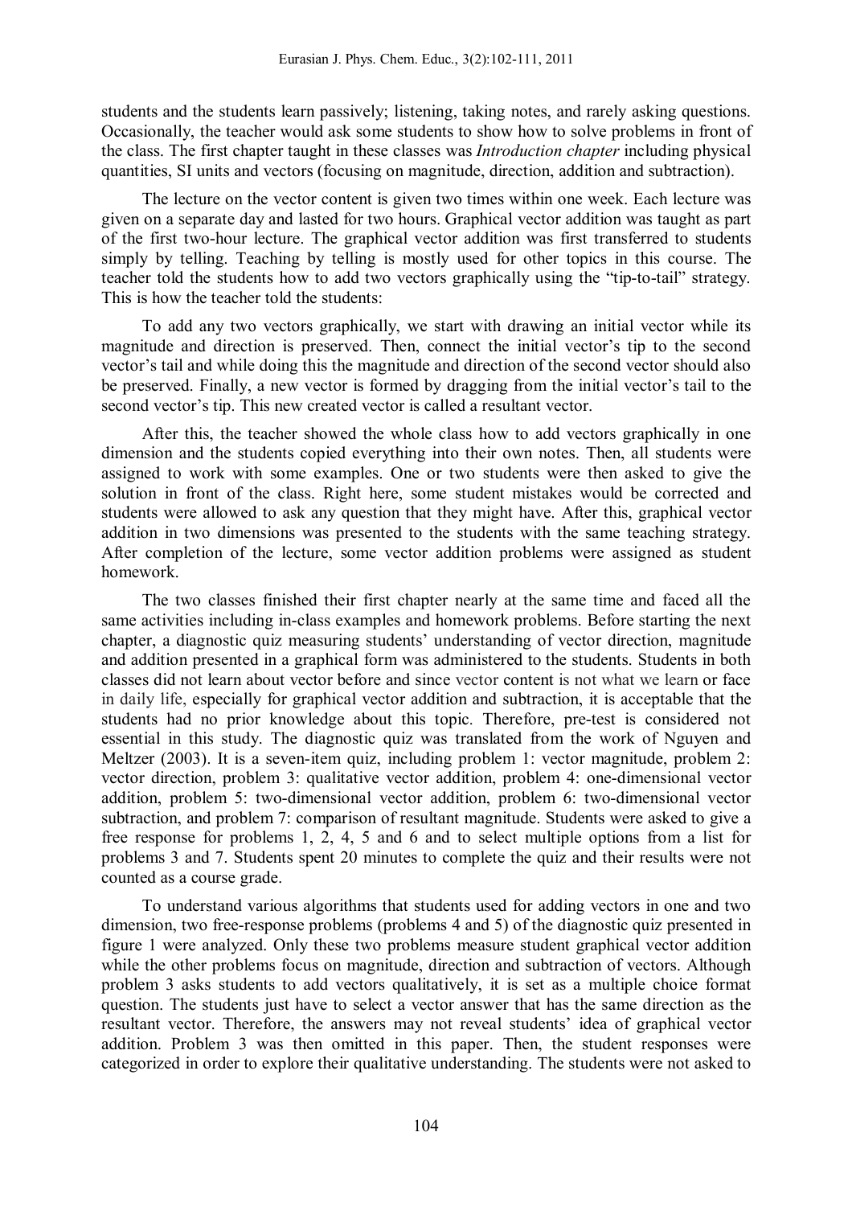students and the students learn passively; listening, taking notes, and rarely asking questions. Occasionally, the teacher would ask some students to show how to solve problems in front of the class. The first chapter taught in these classes was *Introduction chapter* including physical quantities, SI units and vectors (focusing on magnitude, direction, addition and subtraction).

The lecture on the vector content is given two times within one week. Each lecture was given on a separate day and lasted for two hours. Graphical vector addition was taught as part of the first two-hour lecture. The graphical vector addition was first transferred to students simply by telling. Teaching by telling is mostly used for other topics in this course. The teacher told the students how to add two vectors graphically using the "tip-to-tail" strategy. This is how the teacher told the students:

To add any two vectors graphically, we start with drawing an initial vector while its magnitude and direction is preserved. Then, connect the initial vector's tip to the second vector's tail and while doing this the magnitude and direction of the second vector should also be preserved. Finally, a new vector is formed by dragging from the initial vector's tail to the second vector's tip. This new created vector is called a resultant vector.

After this, the teacher showed the whole class how to add vectors graphically in one dimension and the students copied everything into their own notes. Then, all students were assigned to work with some examples. One or two students were then asked to give the solution in front of the class. Right here, some student mistakes would be corrected and students were allowed to ask any question that they might have. After this, graphical vector addition in two dimensions was presented to the students with the same teaching strategy. After completion of the lecture, some vector addition problems were assigned as student homework.

The two classes finished their first chapter nearly at the same time and faced all the same activities including in-class examples and homework problems. Before starting the next chapter, a diagnostic quiz measuring students' understanding of vector direction, magnitude and addition presented in a graphical form was administered to the students. Students in both classes did not learn about vector before and since vector content is not what we learn or face in daily life, especially for graphical vector addition and subtraction, it is acceptable that the students had no prior knowledge about this topic. Therefore, pre-test is considered not essential in this study. The diagnostic quiz was translated from the work of Nguyen and Meltzer (2003). It is a seven-item quiz, including problem 1: vector magnitude, problem 2: vector direction, problem 3: qualitative vector addition, problem 4: one-dimensional vector addition, problem 5: two-dimensional vector addition, problem 6: two-dimensional vector subtraction, and problem 7: comparison of resultant magnitude. Students were asked to give a free response for problems 1, 2, 4, 5 and 6 and to select multiple options from a list for problems 3 and 7. Students spent 20 minutes to complete the quiz and their results were not counted as a course grade.

To understand various algorithms that students used for adding vectors in one and two dimension, two free-response problems (problems 4 and 5) of the diagnostic quiz presented in figure 1 were analyzed. Only these two problems measure student graphical vector addition while the other problems focus on magnitude, direction and subtraction of vectors. Although problem 3 asks students to add vectors qualitatively, it is set as a multiple choice format question. The students just have to select a vector answer that has the same direction as the resultant vector. Therefore, the answers may not reveal students' idea of graphical vector addition. Problem 3 was then omitted in this paper. Then, the student responses were categorized in order to explore their qualitative understanding. The students were not asked to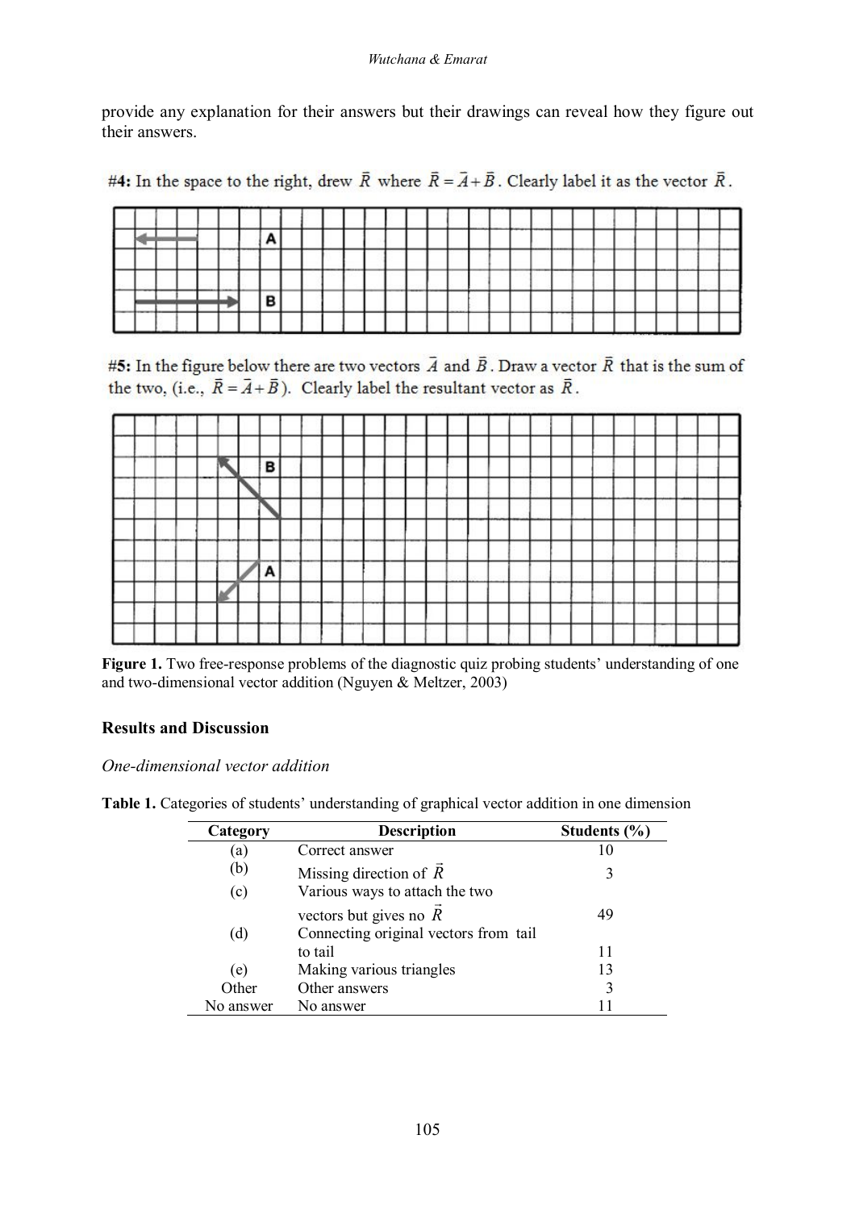provide any explanation for their answers but their drawings can reveal how they figure out their answers.

#4: In the space to the right, drew $\vec{R}$ where $\vec{R} = \vec{A} + \vec{B}$. Clearly label it as the vector $\vec{R}$.

#5: In the figure below there are two vectors $\vec{A}$ and $\vec{B}$. Draw a vector $\vec{R}$ that is the sum of the two, (i.e., $\vec{R} = \vec{A} + \vec{B}$). Clearly label the resultant vector as $\vec{R}$.

**Figure 1.** Two free-response problems of the diagnostic quiz probing students' understanding of one and two-dimensional vector addition (Nguyen & Meltzer, 2003)

## Results and Discussion

### *One-dimensional vector addition*

**Table 1.** Categories of students' understanding of graphical vector addition in one dimension

| Category | Description | Students (%) |
|---|---|---|
| (a) | Correct answer | 10 |
| (b) | Missing direction of $\vec{R}$ | 3 |
| (c) | Various ways to attach the two vectors but gives no $\vec{R}$ | 49 |
| (d) | Connecting original vectors from tail to tail | 11 |
| (e) | Making various triangles | 13 |
| Other | Other answers | 3 |
| No answer | No answer | 11 |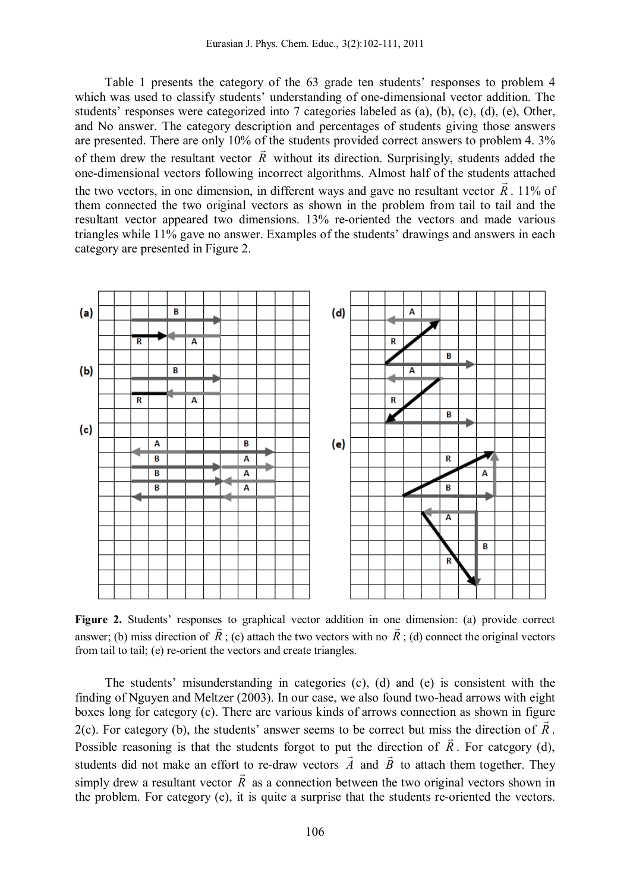Table 1 presents the category of the 63 grade ten students' responses to problem 4 which was used to classify students' understanding of one-dimensional vector addition. The students' responses were categorized into 7 categories labeled as (a), (b), (c), (d), (e), Other, and No answer. The category description and percentages of students giving those answers are presented. There are only 10% of the students provided correct answers to problem 4. 3% of them drew the resultant vector $\vec{R}$ without its direction. Surprisingly, students added the one-dimensional vectors following incorrect algorithms. Almost half of the students attached the two vectors, in one dimension, in different ways and gave no resultant vector $\vec{R}$. 11% of them connected the two original vectors as shown in the problem from tail to tail and the resultant vector appeared two dimensions. 13% re-oriented the vectors and made various triangles while 11% gave no answer. Examples of the students' drawings and answers in each category are presented in Figure 2.

**Figure 2.** Students' responses to graphical vector addition in one dimension: (a) provide correct answer; (b) miss direction of $\vec{R}$; (c) attach the two vectors with no $\vec{R}$; (d) connect the original vectors from tail to tail; (e) re-orient the vectors and create triangles.

The students' misunderstanding in categories (c), (d) and (e) is consistent with the finding of Nguyen and Meltzer (2003). In our case, we also found two-head arrows with eight boxes long for category (c). There are various kinds of arrows connection as shown in figure 2(c). For category (b), the students' answer seems to be correct but miss the direction of $\vec{R}$. Possible reasoning is that the students forgot to put the direction of $\vec{R}$. For category (d), students did not make an effort to re-draw vectors $\vec{A}$ and $\vec{B}$ to attach them together. They simply drew a resultant vector $\vec{R}$ as a connection between the two original vectors shown in the problem. For category (e), it is quite a surprise that the students re-oriented the vectors.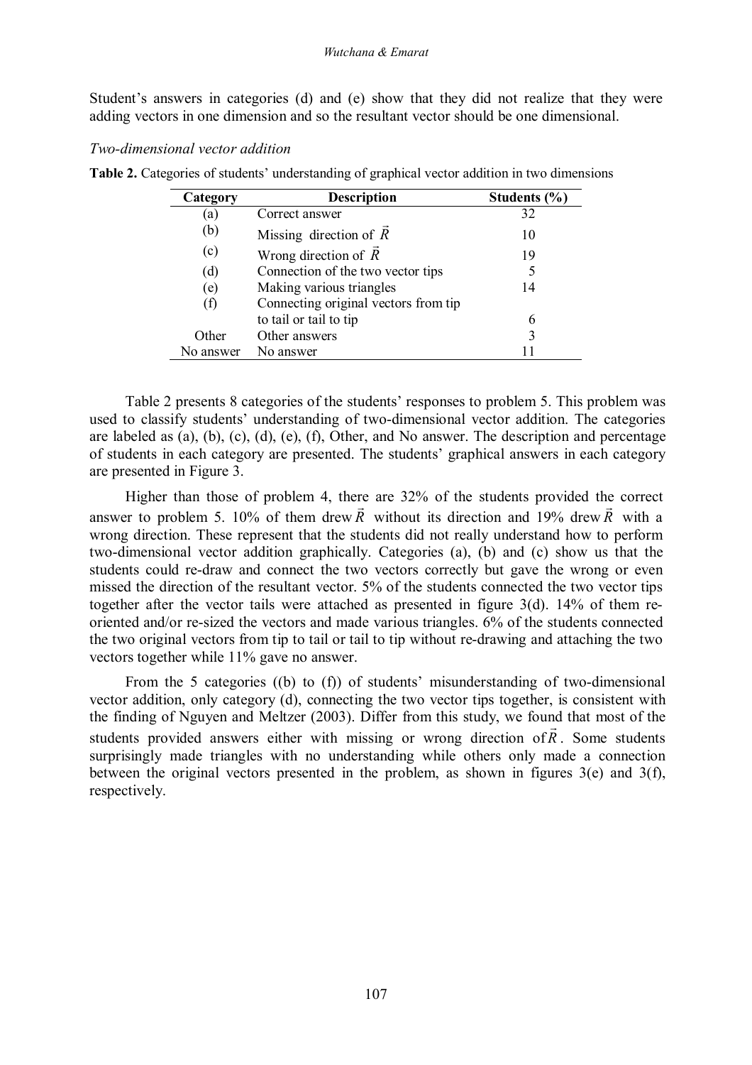Student's answers in categories (d) and (e) show that they did not realize that they were adding vectors in one dimension and so the resultant vector should be one dimensional.

*Two-dimensional vector addition*

**Table 2.** Categories of students' understanding of graphical vector addition in two dimensions

| Category | Description | Students (%) |
|---|---|---|
| (a) | Correct answer | 32 |
| (b) | Missing direction of $\vec{R}$ | 10 |
| (c) | Wrong direction of $\vec{R}$ | 19 |
| (d) | Connection of the two vector tips | 5 |
| (e) | Making various triangles | 14 |
| (f) | Connecting original vectors from tip to tail or tail to tip | 6 |
| Other | Other answers | 3 |
| No answer | No answer | 11 |

Table 2 presents 8 categories of the students' responses to problem 5. This problem was used to classify students' understanding of two-dimensional vector addition. The categories are labeled as (a), (b), (c), (d), (e), (f), Other, and No answer. The description and percentage of students in each category are presented. The students' graphical answers in each category are presented in Figure 3.

Higher than those of problem 4, there are 32% of the students provided the correct answer to problem 5. 10% of them drew $\vec{R}$ without its direction and 19% drew $\vec{R}$ with a wrong direction. These represent that the students did not really understand how to perform two-dimensional vector addition graphically. Categories (a), (b) and (c) show us that the students could re-draw and connect the two vectors correctly but gave the wrong or even missed the direction of the resultant vector. 5% of the students connected the two vector tips together after the vector tails were attached as presented in figure 3(d). 14% of them re-oriented and/or re-sized the vectors and made various triangles. 6% of the students connected the two original vectors from tip to tail or tail to tip without re-drawing and attaching the two vectors together while 11% gave no answer.

From the 5 categories ((b) to (f)) of students' misunderstanding of two-dimensional vector addition, only category (d), connecting the two vector tips together, is consistent with the finding of Nguyen and Meltzer (2003). Differ from this study, we found that most of the students provided answers either with missing or wrong direction of $\vec{R}$. Some students surprisingly made triangles with no understanding while others only made a connection between the original vectors presented in the problem, as shown in figures 3(e) and 3(f), respectively.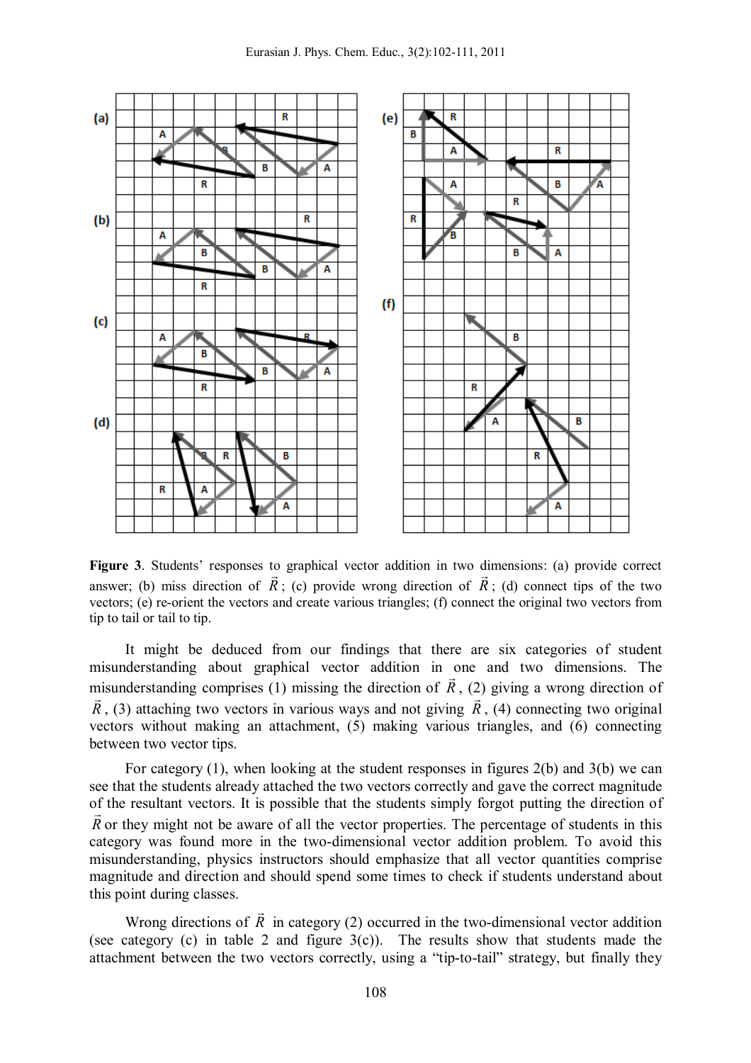**Figure 3**. Students' responses to graphical vector addition in two dimensions: (a) provide correct answer; (b) miss direction of $\vec{R}$; (c) provide wrong direction of $\vec{R}$; (d) connect tips of the two vectors; (e) re-orient the vectors and create various triangles; (f) connect the original two vectors from tip to tail or tail to tip.

It might be deduced from our findings that there are six categories of student misunderstanding about graphical vector addition in one and two dimensions. The misunderstanding comprises (1) missing the direction of $\vec{R}$, (2) giving a wrong direction of $\vec{R}$, (3) attaching two vectors in various ways and not giving $\vec{R}$, (4) connecting two original vectors without making an attachment, (5) making various triangles, and (6) connecting between two vector tips.

For category (1), when looking at the student responses in figures 2(b) and 3(b) we can see that the students already attached the two vectors correctly and gave the correct magnitude of the resultant vectors. It is possible that the students simply forgot putting the direction of $\vec{R}$ or they might not be aware of all the vector properties. The percentage of students in this category was found more in the two-dimensional vector addition problem. To avoid this misunderstanding, physics instructors should emphasize that all vector quantities comprise magnitude and direction and should spend some times to check if students understand about this point during classes.

Wrong directions of $\vec{R}$ in category (2) occurred in the two-dimensional vector addition (see category (c) in table 2 and figure 3(c)). The results show that students made the attachment between the two vectors correctly, using a "tip-to-tail" strategy, but finally they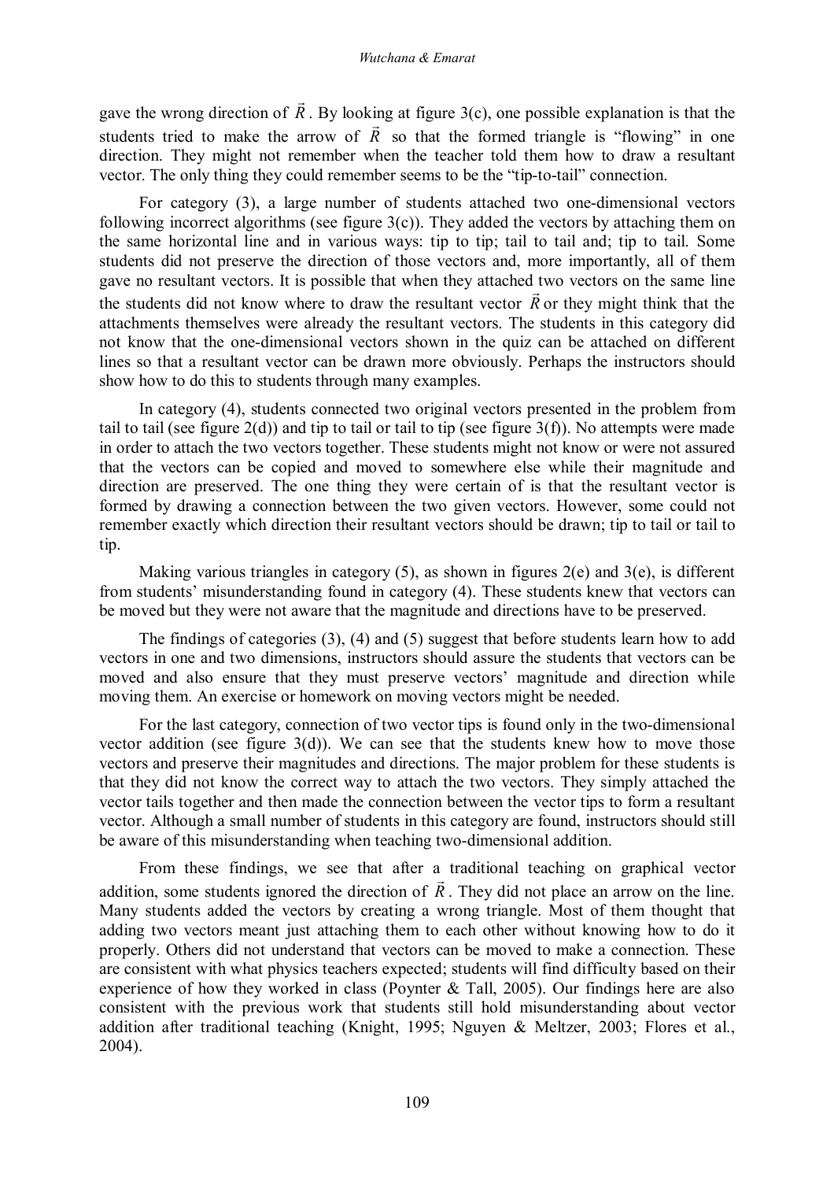gave the wrong direction of $\vec{R}$. By looking at figure 3(c), one possible explanation is that the students tried to make the arrow of $\vec{R}$ so that the formed triangle is "flowing" in one direction. They might not remember when the teacher told them how to draw a resultant vector. The only thing they could remember seems to be the "tip-to-tail" connection.

For category (3), a large number of students attached two one-dimensional vectors following incorrect algorithms (see figure 3(c)). They added the vectors by attaching them on the same horizontal line and in various ways: tip to tip; tail to tail and; tip to tail. Some students did not preserve the direction of those vectors and, more importantly, all of them gave no resultant vectors. It is possible that when they attached two vectors on the same line the students did not know where to draw the resultant vector $\vec{R}$ or they might think that the attachments themselves were already the resultant vectors. The students in this category did not know that the one-dimensional vectors shown in the quiz can be attached on different lines so that a resultant vector can be drawn more obviously. Perhaps the instructors should show how to do this to students through many examples.

In category (4), students connected two original vectors presented in the problem from tail to tail (see figure 2(d)) and tip to tail or tail to tip (see figure 3(f)). No attempts were made in order to attach the two vectors together. These students might not know or were not assured that the vectors can be copied and moved to somewhere else while their magnitude and direction are preserved. The one thing they were certain of is that the resultant vector is formed by drawing a connection between the two given vectors. However, some could not remember exactly which direction their resultant vectors should be drawn; tip to tail or tail to tip.

Making various triangles in category (5), as shown in figures 2(e) and 3(e), is different from students' misunderstanding found in category (4). These students knew that vectors can be moved but they were not aware that the magnitude and directions have to be preserved.

The findings of categories (3), (4) and (5) suggest that before students learn how to add vectors in one and two dimensions, instructors should assure the students that vectors can be moved and also ensure that they must preserve vectors' magnitude and direction while moving them. An exercise or homework on moving vectors might be needed.

For the last category, connection of two vector tips is found only in the two-dimensional vector addition (see figure 3(d)). We can see that the students knew how to move those vectors and preserve their magnitudes and directions. The major problem for these students is that they did not know the correct way to attach the two vectors. They simply attached the vector tails together and then made the connection between the vector tips to form a resultant vector. Although a small number of students in this category are found, instructors should still be aware of this misunderstanding when teaching two-dimensional addition.

From these findings, we see that after a traditional teaching on graphical vector addition, some students ignored the direction of $\vec{R}$. They did not place an arrow on the line. Many students added the vectors by creating a wrong triangle. Most of them thought that adding two vectors meant just attaching them to each other without knowing how to do it properly. Others did not understand that vectors can be moved to make a connection. These are consistent with what physics teachers expected; students will find difficulty based on their experience of how they worked in class (Poynter & Tall, 2005). Our findings here are also consistent with the previous work that students still hold misunderstanding about vector addition after traditional teaching (Knight, 1995; Nguyen & Meltzer, 2003; Flores et al., 2004).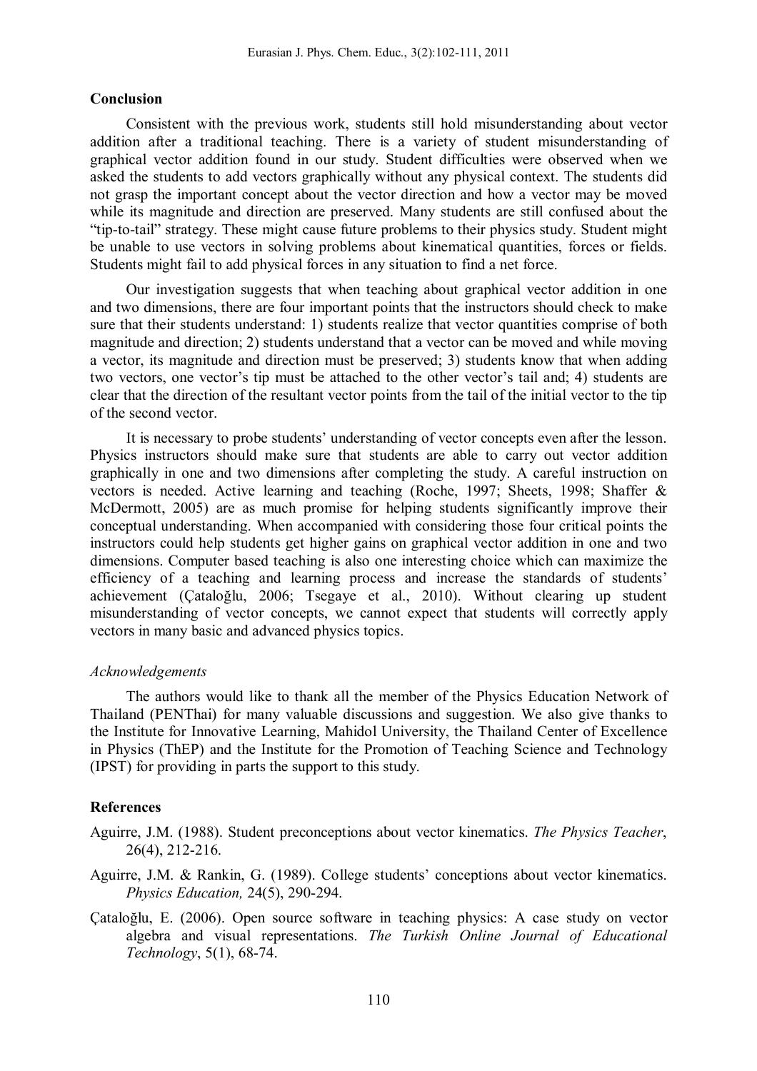## Conclusion

Consistent with the previous work, students still hold misunderstanding about vector addition after a traditional teaching. There is a variety of student misunderstanding of graphical vector addition found in our study. Student difficulties were observed when we asked the students to add vectors graphically without any physical context. The students did not grasp the important concept about the vector direction and how a vector may be moved while its magnitude and direction are preserved. Many students are still confused about the "tip-to-tail" strategy. These might cause future problems to their physics study. Student might be unable to use vectors in solving problems about kinematical quantities, forces or fields. Students might fail to add physical forces in any situation to find a net force.

Our investigation suggests that when teaching about graphical vector addition in one and two dimensions, there are four important points that the instructors should check to make sure that their students understand: 1) students realize that vector quantities comprise of both magnitude and direction; 2) students understand that a vector can be moved and while moving a vector, its magnitude and direction must be preserved; 3) students know that when adding two vectors, one vector's tip must be attached to the other vector's tail and; 4) students are clear that the direction of the resultant vector points from the tail of the initial vector to the tip of the second vector.

It is necessary to probe students' understanding of vector concepts even after the lesson. Physics instructors should make sure that students are able to carry out vector addition graphically in one and two dimensions after completing the study. A careful instruction on vectors is needed. Active learning and teaching (Roche, 1997; Sheets, 1998; Shaffer & McDermott, 2005) are as much promise for helping students significantly improve their conceptual understanding. When accompanied with considering those four critical points the instructors could help students get higher gains on graphical vector addition in one and two dimensions. Computer based teaching is also one interesting choice which can maximize the efficiency of a teaching and learning process and increase the standards of students' achievement (Çataloğlu, 2006; Tsegaye et al., 2010). Without clearing up student misunderstanding of vector concepts, we cannot expect that students will correctly apply vectors in many basic and advanced physics topics.

### *Acknowledgements*

The authors would like to thank all the member of the Physics Education Network of Thailand (PENThai) for many valuable discussions and suggestion. We also give thanks to the Institute for Innovative Learning, Mahidol University, the Thailand Center of Excellence in Physics (ThEP) and the Institute for the Promotion of Teaching Science and Technology (IPST) for providing in parts the support to this study.

## References

Aguirre, J.M. (1988). Student preconceptions about vector kinematics. *The Physics Teacher*, 26(4), 212-216.

Aguirre, J.M. & Rankin, G. (1989). College students' conceptions about vector kinematics. *Physics Education,* 24(5), 290-294.

Çataloğlu, E. (2006). Open source software in teaching physics: A case study on vector algebra and visual representations. *The Turkish Online Journal of Educational Technology*, 5(1), 68-74.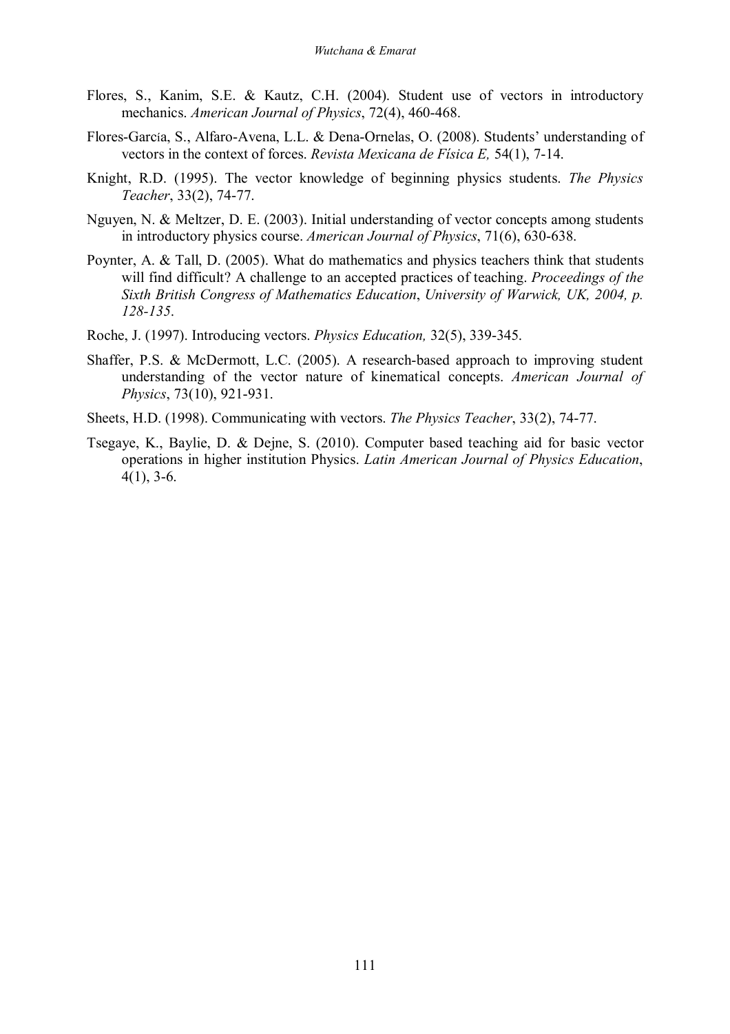Flores, S., Kanim, S.E. & Kautz, C.H. (2004). Student use of vectors in introductory mechanics. *American Journal of Physics*, 72(4), 460-468.

Flores-García, S., Alfaro-Avena, L.L. & Dena-Ornelas, O. (2008). Students' understanding of vectors in the context of forces. *Revista Mexicana de Física E,* 54(1), 7-14.

Knight, R.D. (1995). The vector knowledge of beginning physics students. *The Physics Teacher*, 33(2), 74-77.

Nguyen, N. & Meltzer, D. E. (2003). Initial understanding of vector concepts among students in introductory physics course. *American Journal of Physics*, 71(6), 630-638.

Poynter, A. & Tall, D. (2005). What do mathematics and physics teachers think that students will find difficult? A challenge to an accepted practices of teaching. *Proceedings of the Sixth British Congress of Mathematics Education*, *University of Warwick, UK, 2004, p. 128-135*.

Roche, J. (1997). Introducing vectors. *Physics Education,* 32(5), 339-345.

Shaffer, P.S. & McDermott, L.C. (2005). A research-based approach to improving student understanding of the vector nature of kinematical concepts. *American Journal of Physics*, 73(10), 921-931.

Sheets, H.D. (1998). Communicating with vectors. *The Physics Teacher*, 33(2), 74-77.

Tsegaye, K., Baylie, D. & Dejne, S. (2010). Computer based teaching aid for basic vector operations in higher institution Physics. *Latin American Journal of Physics Education*, 4(1), 3-6.